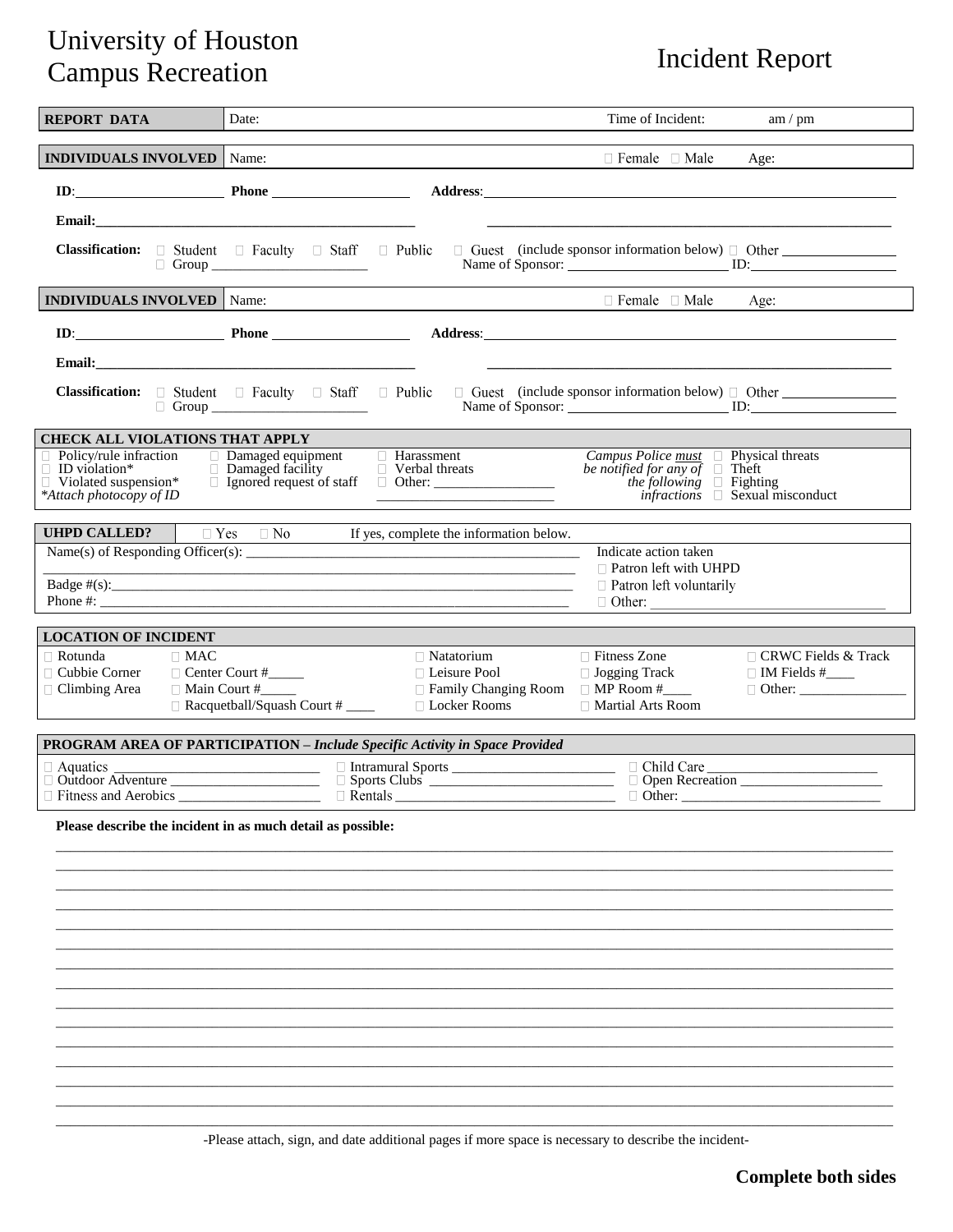# University of Houston Campus Recreation

# Incident Report

| REPORT DATA | Date: | Time of Incident: am / pm |
|---|---|---|

| INDIVIDUALS INVOLVED | Name: | ☐ Female ☐ Male Age: |
|---|---|---|

**ID**:_____________________ **Phone** ____________________ **Address**:____________________________________________________________

**Email:**_______________________________________________ ____________________________________________________________

**Classification:** ☐ Student ☐ Faculty ☐ Staff ☐ Public ☐ Guest (include sponsor information below) ☐ Other ________________
☐ Group ______________________ Name of Sponsor: ______________________ ID:_____________________

| INDIVIDUALS INVOLVED | Name: | ☐ Female ☐ Male Age: |
|---|---|---|

**ID**:_____________________ **Phone** ____________________ **Address**:____________________________________________________________

**Email:**_______________________________________________ ____________________________________________________________

**Classification:** ☐ Student ☐ Faculty ☐ Staff ☐ Public ☐ Guest (include sponsor information below) ☐ Other ________________
☐ Group ______________________ Name of Sponsor: ______________________ ID:_____________________

## CHECK ALL VIOLATIONS THAT APPLY

| | | | | |
|---|---|---|---|---|
| ☐ Policy/rule infraction | ☐ Damaged equipment | ☐ Harassment | *Campus Police must be notified for any of the following infractions* | ☐ Physical threats |
| ☐ ID violation* | ☐ Damaged facility | ☐ Verbal threats | | ☐ Theft |
| ☐ Violated suspension* | ☐ Ignored request of staff | ☐ Other: _________________ | | ☐ Fighting |
| *\*Attach photocopy of ID* | | _________________________ | | ☐ Sexual misconduct |

## UHPD CALLED? ☐ Yes ☐ No If yes, complete the information below.

Name(s) of Responding Officer(s): _______________________________________________
_____________________________________________________________________________
Badge #(s):___________________________________________________________________
Phone #: _____________________________________________________________________

Indicate action taken
☐ Patron left with UHPD
☐ Patron left voluntarily
☐ Other: _________________________________

## LOCATION OF INCIDENT

| | | | | |
|---|---|---|---|---|
| ☐ Rotunda | ☐ MAC | ☐ Natatorium | ☐ Fitness Zone | ☐ CRWC Fields & Track |
| ☐ Cubbie Corner | ☐ Center Court #_____ | ☐ Leisure Pool | ☐ Jogging Track | ☐ IM Fields #____ |
| ☐ Climbing Area | ☐ Main Court #_____ | ☐ Family Changing Room | ☐ MP Room #____ | ☐ Other: _______________ |
| | ☐ Racquetball/Squash Court # ____ | ☐ Locker Rooms | ☐ Martial Arts Room | |

## PROGRAM AREA OF PARTICIPATION – *Include Specific Activity in Space Provided*

| | | |
|---|---|---|
| ☐ Aquatics ____________________________ | ☐ Intramural Sports _______________________ | ☐ Child Care ________________________ |
| ☐ Outdoor Adventure _____________________ | ☐ Sports Clubs __________________________ | ☐ Open Recreation ____________________ |
| ☐ Fitness and Aerobics ___________________ | ☐ Rentals ____________________________ | ☐ Other: ___________________________ |

**Please describe the incident in as much detail as possible:**

____________________________________________________________________________________________________
____________________________________________________________________________________________________
____________________________________________________________________________________________________
____________________________________________________________________________________________________
____________________________________________________________________________________________________
____________________________________________________________________________________________________
____________________________________________________________________________________________________
____________________________________________________________________________________________________
____________________________________________________________________________________________________
____________________________________________________________________________________________________
____________________________________________________________________________________________________
____________________________________________________________________________________________________
____________________________________________________________________________________________________
____________________________________________________________________________________________________
____________________________________________________________________________________________________

-Please attach, sign, and date additional pages if more space is necessary to describe the incident-

**Complete both sides**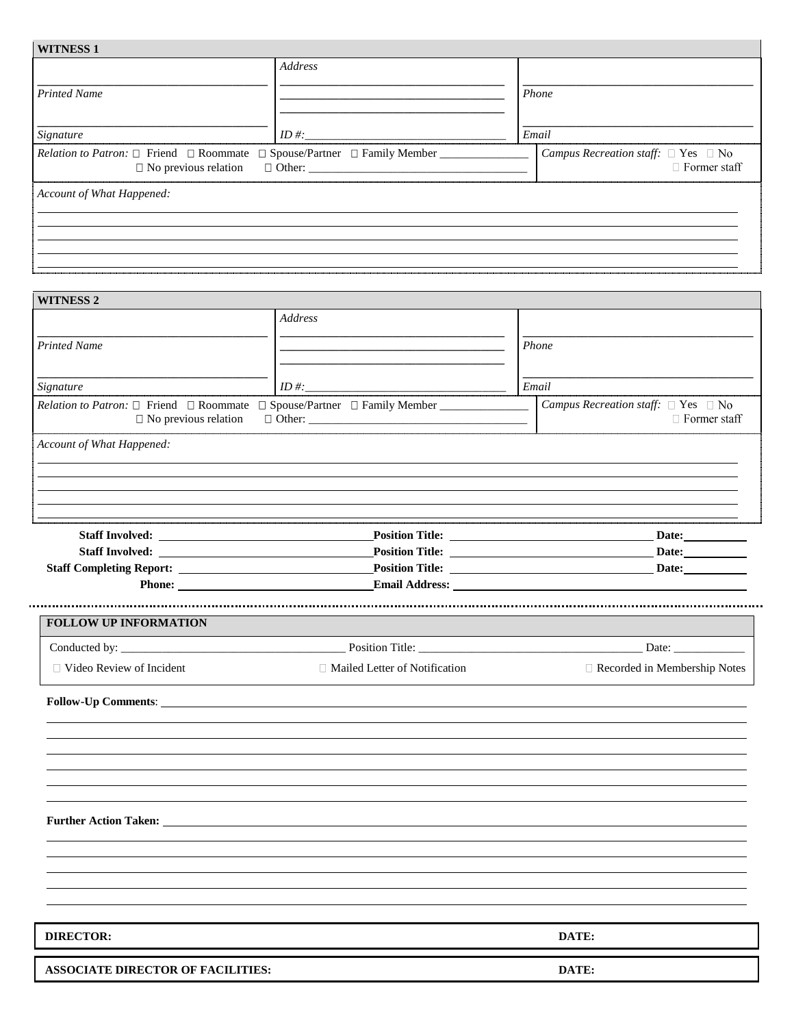## WITNESS 1

| | | |
|---|---|---|
| ____________________ *Printed Name* | *Address* ____________________ ____________________ | ____________________ *Phone* |
| ____________________ *Signature* | *ID #:* ____________________ | ____________________ *Email* |
| *Relation to Patron:* ☐ Friend ☐ Roommate ☐ Spouse/Partner ☐ Family Member ____________ ☐ No previous relation ☐ Other: ____________ | | *Campus Recreation staff:* ☐ Yes ☐ No ☐ Former staff |

*Account of What Happened:*

______________________________________________________________________

______________________________________________________________________

______________________________________________________________________

______________________________________________________________________

______________________________________________________________________

## WITNESS 2

| | | |
|---|---|---|
| ____________________ *Printed Name* | *Address* ____________________ ____________________ | ____________________ *Phone* |
| ____________________ *Signature* | *ID #:* ____________________ | ____________________ *Email* |
| *Relation to Patron:* ☐ Friend ☐ Roommate ☐ Spouse/Partner ☐ Family Member ____________ ☐ No previous relation ☐ Other: ____________ | | *Campus Recreation staff:* ☐ Yes ☐ No ☐ Former staff |

*Account of What Happened:*

______________________________________________________________________

______________________________________________________________________

______________________________________________________________________

______________________________________________________________________

______________________________________________________________________

**Staff Involved:** ____________________ **Position Title:** ____________________ **Date:** __________

**Staff Involved:** ____________________ **Position Title:** ____________________ **Date:** __________

**Staff Completing Report:** ____________________ **Position Title:** ____________________ **Date:** __________

**Phone:** ____________________ **Email Address:** ____________________

## FOLLOW UP INFORMATION

Conducted by: ____________________ Position Title: ____________________ Date: __________

☐ Video Review of Incident ☐ Mailed Letter of Notification ☐ Recorded in Membership Notes

**Follow-Up Comments**: ______________________________________________________________________

______________________________________________________________________

______________________________________________________________________

______________________________________________________________________

______________________________________________________________________

______________________________________________________________________

______________________________________________________________________

**Further Action Taken:** ______________________________________________________________________

______________________________________________________________________

______________________________________________________________________

______________________________________________________________________

______________________________________________________________________

______________________________________________________________________

**DIRECTOR:** **DATE:**

**ASSOCIATE DIRECTOR OF FACILITIES:** **DATE:**